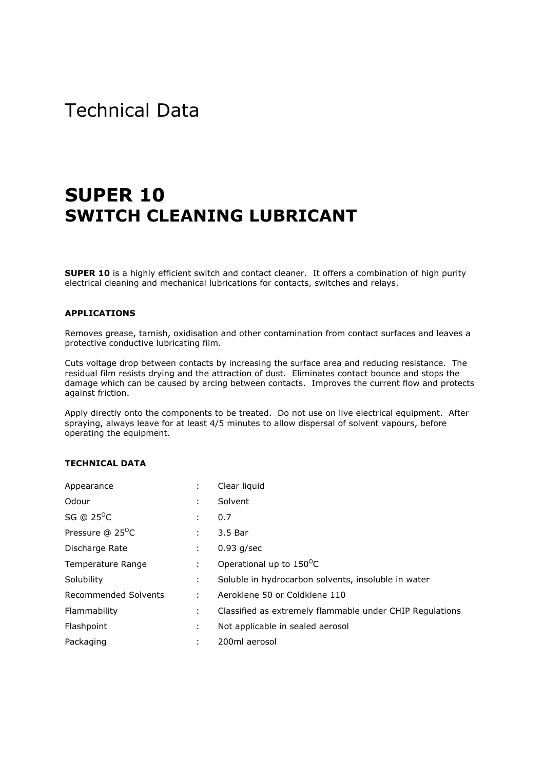# Technical Data

# SUPER 10
# SWITCH CLEANING LUBRICANT

**SUPER 10** is a highly efficient switch and contact cleaner. It offers a combination of high purity electrical cleaning and mechanical lubrications for contacts, switches and relays.

### APPLICATIONS

Removes grease, tarnish, oxidisation and other contamination from contact surfaces and leaves a protective conductive lubricating film.

Cuts voltage drop between contacts by increasing the surface area and reducing resistance. The residual film resists drying and the attraction of dust. Eliminates contact bounce and stops the damage which can be caused by arcing between contacts. Improves the current flow and protects against friction.

Apply directly onto the components to be treated. Do not use on live electrical equipment. After spraying, always leave for at least 4/5 minutes to allow dispersal of solvent vapours, before operating the equipment.

### TECHNICAL DATA

| | | |
|---|---|---|
| Appearance | : | Clear liquid |
| Odour | : | Solvent |
| SG @ 25$^{O}$C | : | 0.7 |
| Pressure @ 25$^{O}$C | : | 3.5 Bar |
| Discharge Rate | : | 0.93 g/sec |
| Temperature Range | : | Operational up to 150$^{O}$C |
| Solubility | : | Soluble in hydrocarbon solvents, insoluble in water |
| Recommended Solvents | : | Aeroklene 50 or Coldklene 110 |
| Flammability | : | Classified as extremely flammable under CHIP Regulations |
| Flashpoint | : | Not applicable in sealed aerosol |
| Packaging | : | 200ml aerosol |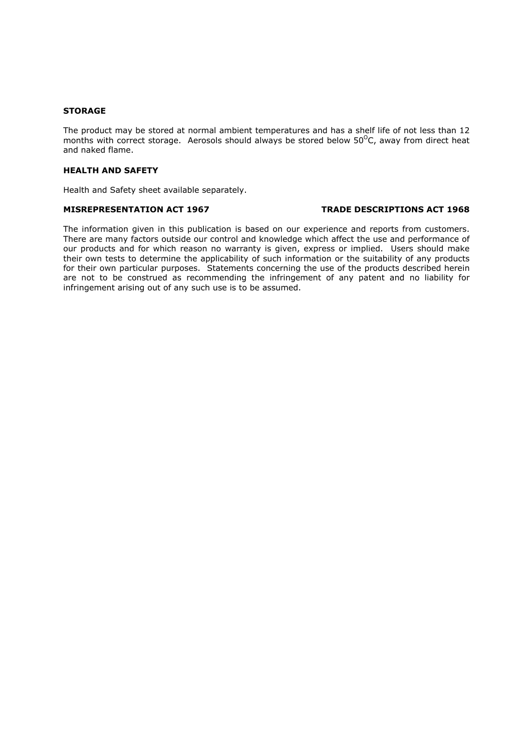## STORAGE

The product may be stored at normal ambient temperatures and has a shelf life of not less than 12 months with correct storage. Aerosols should always be stored below 50$^{O}$C, away from direct heat and naked flame.

## HEALTH AND SAFETY

Health and Safety sheet available separately.

## MISREPRESENTATION ACT 1967 / TRADE DESCRIPTIONS ACT 1968

The information given in this publication is based on our experience and reports from customers. There are many factors outside our control and knowledge which affect the use and performance of our products and for which reason no warranty is given, express or implied. Users should make their own tests to determine the applicability of such information or the suitability of any products for their own particular purposes. Statements concerning the use of the products described herein are not to be construed as recommending the infringement of any patent and no liability for infringement arising out of any such use is to be assumed.